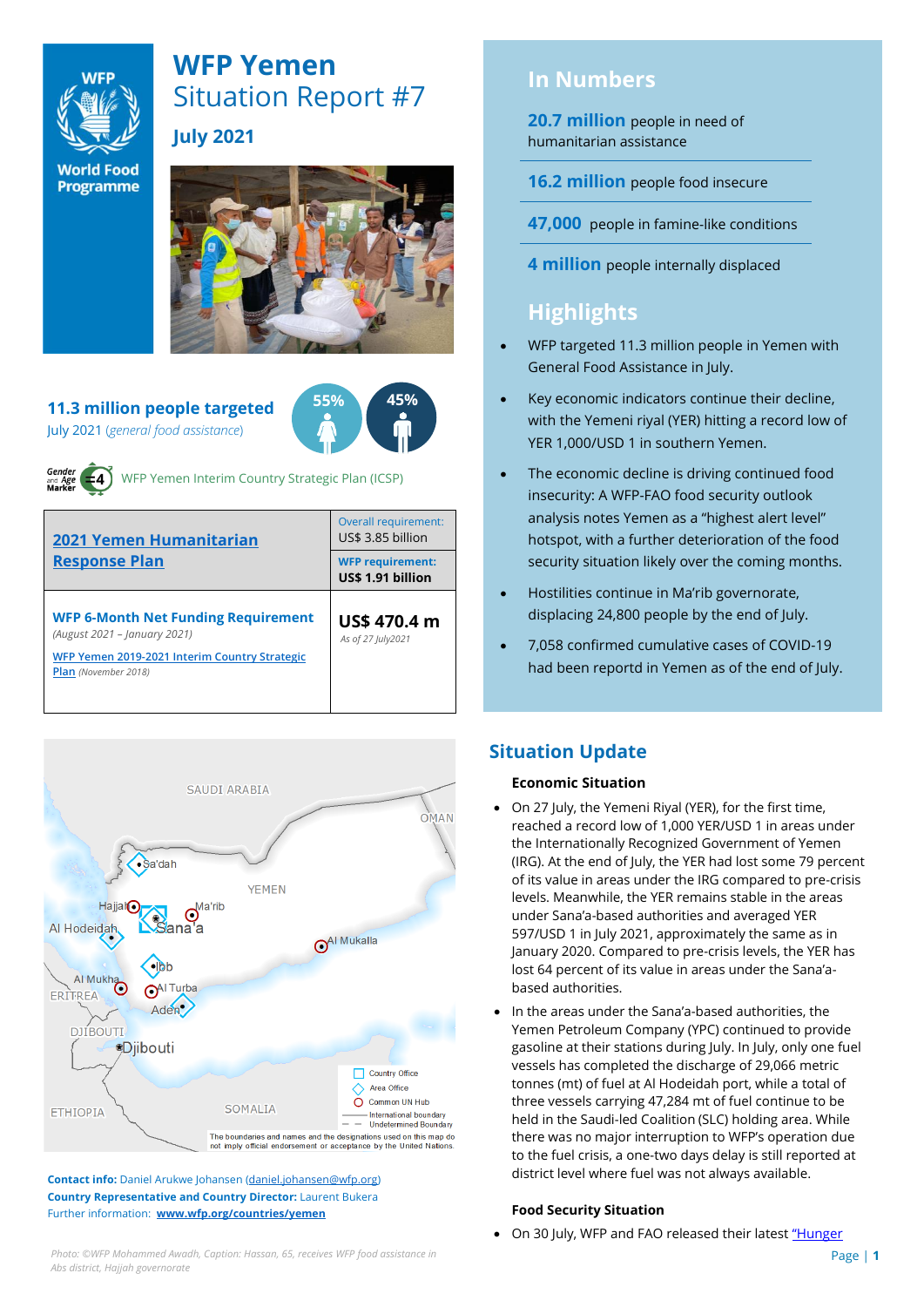# WFP Yemen

## Situation Report #7

### July 2021

**11.3 million people targeted**
July 2021 (*general food assistance*)

55% 45%

Gender and Age Marker 4 — WFP Yemen Interim Country Strategic Plan (ICSP)

| 2021 Yemen Humanitarian Response Plan | Overall requirement: US$ 3.85 billion<br>**WFP requirement: US$ 1.91 billion** |
|---|---|
| **WFP 6-Month Net Funding Requirement** *(August 2021 – January 2021)*<br>WFP Yemen 2019-2021 Interim Country Strategic Plan *(November 2018)* | **US$ 470.4 m**<br>*As of 27 July2021* |

SAUDI ARABIA, OMAN, YEMEN, Sa'dah, Hajjah, Ma'rib, Sana'a, Al Hodeidah, Al Mukalla, Ibb, Al Mukha, Al Turba, Aden, ERITREA, DJIBOUTI, Djibouti, ETHIOPIA, SOMALIA

Country Office; Area Office; Common UN Hub; International boundary; Undetermined Boundary

The boundaries and names and the designations used on this map do not imply official endorsement or acceptance by the United Nations.

**Contact info:** Daniel Arukwe Johansen (daniel.johansen@wfp.org)
**Country Representative and Country Director:** Laurent Bukera
Further information: **www.wfp.org/countries/yemen**

*Photo: ©WFP Mohammed Awadh, Caption: Hassan, 65, receives WFP food assistance in Abs district, Hajjah governorate*

## In Numbers

**20.7 million** people in need of humanitarian assistance

**16.2 million** people food insecure

**47,000** people in famine-like conditions

**4 million** people internally displaced

## Highlights

- WFP targeted 11.3 million people in Yemen with General Food Assistance in July.
- Key economic indicators continue their decline, with the Yemeni riyal (YER) hitting a record low of YER 1,000/USD 1 in southern Yemen.
- The economic decline is driving continued food insecurity: A WFP-FAO food security outlook analysis notes Yemen as a "highest alert level" hotspot, with a further deterioration of the food security situation likely over the coming months.
- Hostilities continue in Ma'rib governorate, displacing 24,800 people by the end of July.
- 7,058 confirmed cumulative cases of COVID-19 had been reportd in Yemen as of the end of July.

## Situation Update

### Economic Situation

- On 27 July, the Yemeni Riyal (YER), for the first time, reached a record low of 1,000 YER/USD 1 in areas under the Internationally Recognized Government of Yemen (IRG). At the end of July, the YER had lost some 79 percent of its value in areas under the IRG compared to pre-crisis levels. Meanwhile, the YER remains stable in the areas under Sana'a-based authorities and averaged YER 597/USD 1 in July 2021, approximately the same as in January 2020. Compared to pre-crisis levels, the YER has lost 64 percent of its value in areas under the Sana'a-based authorities.
- In the areas under the Sana'a-based authorities, the Yemen Petroleum Company (YPC) continued to provide gasoline at their stations during July. In July, only one fuel vessels has completed the discharge of 29,066 metric tonnes (mt) of fuel at Al Hodeidah port, while a total of three vessels carrying 47,284 mt of fuel continue to be held in the Saudi-led Coalition (SLC) holding area. While there was no major interruption to WFP's operation due to the fuel crisis, a one-two days delay is still reported at district level where fuel was not always available.

### Food Security Situation

- On 30 July, WFP and FAO released their latest "Hunger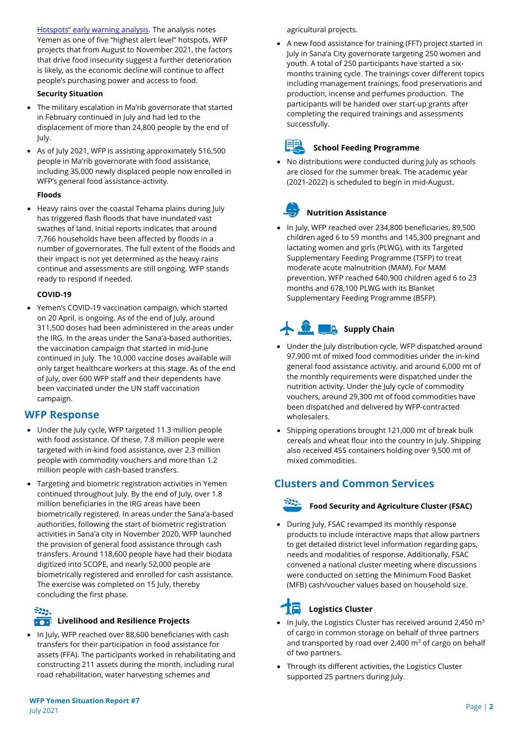Hotspots" early warning analysis. The analysis notes Yemen as one of five "highest alert level" hotspots. WFP projects that from August to November 2021, the factors that drive food insecurity suggest a further deterioration is likely, as the economic decline will continue to affect people's purchasing power and access to food.

**Security Situation**

- The military escalation in Ma'rib governorate that started in February continued in July and had led to the displacement of more than 24,800 people by the end of July.
- As of July 2021, WFP is assisting approximately 516,500 people in Ma'rib governorate with food assistance, including 35,000 newly displaced people now enrolled in WFP's general food assistance-activity.

**Floods**

- Heavy rains over the coastal Tehama plains during July has triggered flash floods that have inundated vast swathes of land. Initial reports indicates that around 7,766 households have been affected by floods in a number of governorates. The full extent of the floods and their impact is not yet determined as the heavy rains continue and assessments are still ongoing. WFP stands ready to respond if needed.

**COVID-19**

- Yemen's COVID-19 vaccination campaign, which started on 20 April, is ongoing. As of the end of July, around 311,500 doses had been administered in the areas under the IRG. In the areas under the Sana'a-based authorities, the vaccination campaign that started in mid-June continued in July. The 10,000 vaccine doses available will only target healthcare workers at this stage. As of the end of July, over 600 WFP staff and their dependents have been vaccinated under the UN staff vaccination campaign.

## WFP Response

- Under the July cycle, WFP targeted 11.3 million people with food assistance. Of these, 7.8 million people were targeted with in-kind food assistance, over 2.3 million people with commodity vouchers and more than 1.2 million people with cash-based transfers.
- Targeting and biometric registration activities in Yemen continued throughout July. By the end of July, over 1.8 million beneficiaries in the IRG areas have been biometrically registered. In areas under the Sana'a-based authorities, following the start of biometric registration activities in Sana'a city in November 2020, WFP launched the provision of general food assistance through cash transfers. Around 118,600 people have had their biodata digitized into SCOPE, and nearly 52,000 people are biometrically registered and enrolled for cash assistance. The exercise was completed on 15 July, thereby concluding the first phase.

### Livelihood and Resilience Projects

- In July, WFP reached over 88,600 beneficiaries with cash transfers for their participation in food assistance for assets (FFA). The participants worked in rehabilitating and constructing 211 assets during the month, including rural road rehabilitation, water harvesting schemes and agricultural projects.
- A new food assistance for training (FFT) project started in July in Sana'a City governorate targeting 250 women and youth. A total of 250 participants have started a six-months training cycle. The trainings cover different topics including management trainings, food preservations and production, incense and perfumes production. The participants will be handed over start-up grants after completing the required trainings and assessments successfully.

### School Feeding Programme

- No distributions were conducted during July as schools are closed for the summer break. The academic year (2021-2022) is scheduled to begin in mid-August.

### Nutrition Assistance

- In July, WFP reached over 234,800 beneficiaries, 89,500 children aged 6 to 59 months and 145,300 pregnant and lactating women and girls (PLWG), with its Targeted Supplementary Feeding Programme (TSFP) to treat moderate acute malnutrition (MAM). For MAM prevention, WFP reached 640,900 children aged 6 to 23 months and 678,100 PLWG with its Blanket Supplementary Feeding Programme (BSFP).

### Supply Chain

- Under the July distribution cycle, WFP dispatched around 97,900 mt of mixed food commodities under the in-kind general food assistance activitiy, and around 6,000 mt of the monthly requirements were dispatched under the nutrition activity. Under the July cycle of commodity vouchers, around 29,300 mt of food commodities have been dispatched and delivered by WFP-contracted wholesalers.
- Shipping operations brought 121,000 mt of break bulk cereals and wheat flour into the country in July. Shipping also received 455 containers holding over 9,500 mt of mixed commodities.

## Clusters and Common Services

### Food Security and Agriculture Cluster (FSAC)

- During July, FSAC revamped its monthly response products to include interactive maps that allow partners to get detailed district level information regarding gaps, needs and modalities of response. Additionally, FSAC convened a national cluster meeting where discussions were conducted on setting the Minimum Food Basket (MFB) cash/voucher values based on household size.

### Logistics Cluster

- In July, the Logistics Cluster has received around 2,450 $m^3$ of cargo in common storage on behalf of three partners and transported by road over 2,400 $m^3$ of cargo on behalf of two partners.
- Through its different activities, the Logistics Cluster supported 25 partners during July.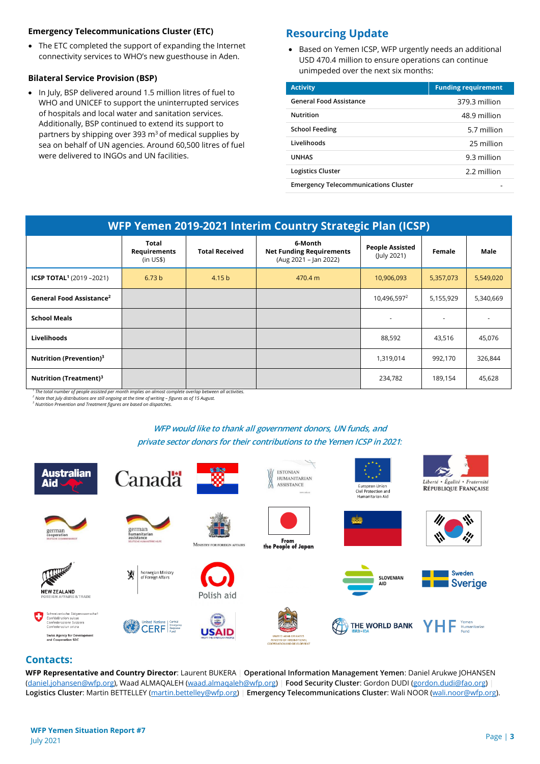### Emergency Telecommunications Cluster (ETC)

- The ETC completed the support of expanding the Internet connectivity services to WHO's new guesthouse in Aden.

### Bilateral Service Provision (BSP)

- In July, BSP delivered around 1.5 million litres of fuel to WHO and UNICEF to support the uninterrupted services of hospitals and local water and sanitation services. Additionally, BSP continued to extend its support to partners by shipping over 393 $m^3$ of medical supplies by sea on behalf of UN agencies. Around 60,500 litres of fuel were delivered to INGOs and UN facilities.

## Resourcing Update

- Based on Yemen ICSP, WFP urgently needs an additional USD 470.4 million to ensure operations can continue unimpeded over the next six months:

| Activity | Funding requirement |
|---|---|
| General Food Assistance | 379.3 million |
| Nutrition | 48.9 million |
| School Feeding | 5.7 million |
| Livelihoods | 25 million |
| UNHAS | 9.3 million |
| Logistics Cluster | 2.2 million |
| Emergency Telecommunications Cluster | - |

| WFP Yemen 2019-2021 Interim Country Strategic Plan (ICSP) | | | | | | |
|---|---|---|---|---|---|---|
| | Total Requirements (in US$) | Total Received | 6-Month Net Funding Requirements (Aug 2021 – Jan 2022) | People Assisted (July 2021) | Female | Male |
| **ICSP TOTAL[1]** (2019 –2021) | 6.73 b | 4.15 b | 470.4 m | 10,906,093 | 5,357,073 | 5,549,020 |
| **General Food Assistance[2]** | | | | 10,496,597[2] | 5,155,929 | 5,340,669 |
| **School Meals** | | | | - | - | - |
| **Livelihoods** | | | | 88,592 | 43,516 | 45,076 |
| **Nutrition (Prevention)[3]** | | | | 1,319,014 | 992,170 | 326,844 |
| **Nutrition (Treatment)[3]** | | | | 234,782 | 189,154 | 45,628 |

[1] *The total number of people assisted per month implies an almost complete overlap between all activities.*
[2] *Note that July distributions are still ongoing at the time of writing – figures as of 15 August.*
[3] *Nutrition Prevention and Treatment figures are based on dispatches.*

*WFP would like to thank all government donors, UN funds, and private sector donors for their contributions to the Yemen ICSP in 2021:*

## Contacts:

**WFP Representative and Country Director**: Laurent BUKERA | **Operational Information Management Yemen**: Daniel Arukwe JOHANSEN (daniel.johansen@wfp.org), Waad ALMAQALEH (waad.almaqaleh@wfp.org) | **Food Security Cluster**: Gordon DUDI (gordon.dudi@fao.org) | **Logistics Cluster**: Martin BETTELLEY (martin.bettelley@wfp.org) | **Emergency Telecommunications Cluster**: Wali NOOR (wali.noor@wfp.org).